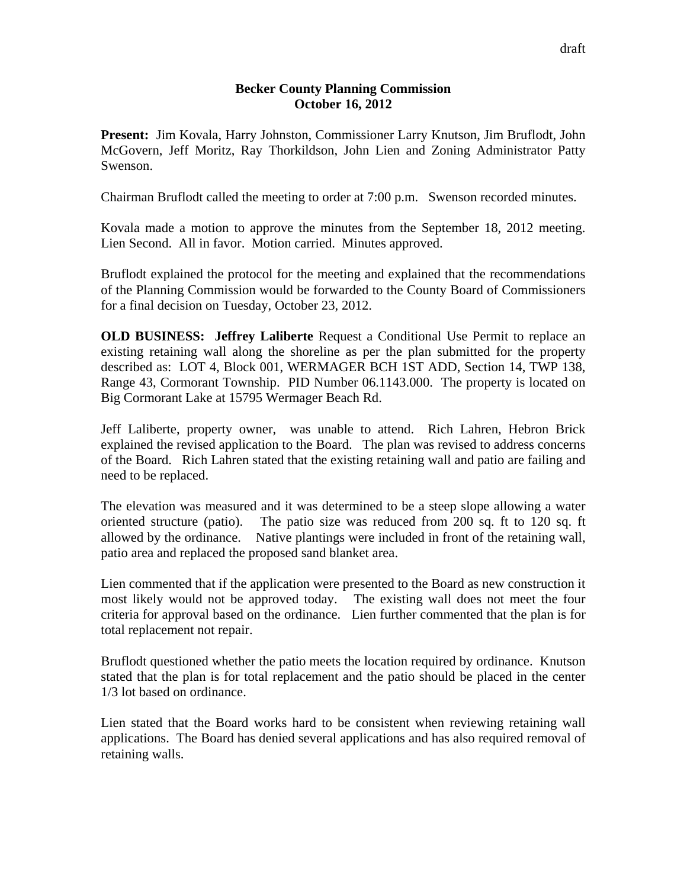draft

**Becker County Planning Commission**
**October 16, 2012**

**Present:** Jim Kovala, Harry Johnston, Commissioner Larry Knutson, Jim Bruflodt, John McGovern, Jeff Moritz, Ray Thorkildson, John Lien and Zoning Administrator Patty Swenson.

Chairman Bruflodt called the meeting to order at 7:00 p.m. Swenson recorded minutes.

Kovala made a motion to approve the minutes from the September 18, 2012 meeting. Lien Second. All in favor. Motion carried. Minutes approved.

Bruflodt explained the protocol for the meeting and explained that the recommendations of the Planning Commission would be forwarded to the County Board of Commissioners for a final decision on Tuesday, October 23, 2012.

**OLD BUSINESS: Jeffrey Laliberte** Request a Conditional Use Permit to replace an existing retaining wall along the shoreline as per the plan submitted for the property described as: LOT 4, Block 001, WERMAGER BCH 1ST ADD, Section 14, TWP 138, Range 43, Cormorant Township. PID Number 06.1143.000. The property is located on Big Cormorant Lake at 15795 Wermager Beach Rd.

Jeff Laliberte, property owner, was unable to attend. Rich Lahren, Hebron Brick explained the revised application to the Board. The plan was revised to address concerns of the Board. Rich Lahren stated that the existing retaining wall and patio are failing and need to be replaced.

The elevation was measured and it was determined to be a steep slope allowing a water oriented structure (patio). The patio size was reduced from 200 sq. ft to 120 sq. ft allowed by the ordinance. Native plantings were included in front of the retaining wall, patio area and replaced the proposed sand blanket area.

Lien commented that if the application were presented to the Board as new construction it most likely would not be approved today. The existing wall does not meet the four criteria for approval based on the ordinance. Lien further commented that the plan is for total replacement not repair.

Bruflodt questioned whether the patio meets the location required by ordinance. Knutson stated that the plan is for total replacement and the patio should be placed in the center 1/3 lot based on ordinance.

Lien stated that the Board works hard to be consistent when reviewing retaining wall applications. The Board has denied several applications and has also required removal of retaining walls.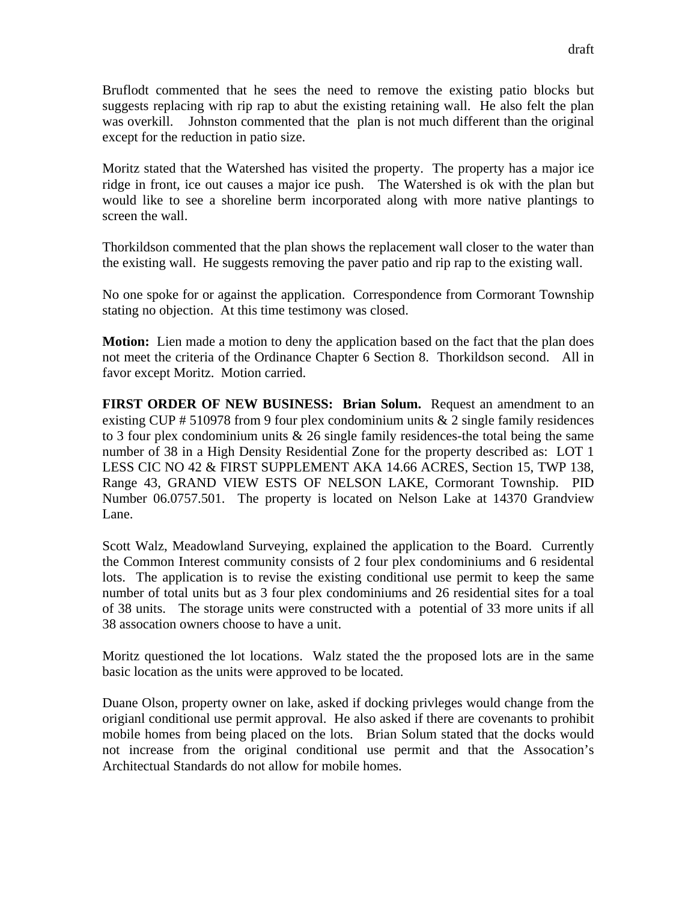Bruflodt commented that he sees the need to remove the existing patio blocks but suggests replacing with rip rap to abut the existing retaining wall. He also felt the plan was overkill. Johnston commented that the plan is not much different than the original except for the reduction in patio size.

Moritz stated that the Watershed has visited the property. The property has a major ice ridge in front, ice out causes a major ice push. The Watershed is ok with the plan but would like to see a shoreline berm incorporated along with more native plantings to screen the wall.

Thorkildson commented that the plan shows the replacement wall closer to the water than the existing wall. He suggests removing the paver patio and rip rap to the existing wall.

No one spoke for or against the application. Correspondence from Cormorant Township stating no objection. At this time testimony was closed.

**Motion:** Lien made a motion to deny the application based on the fact that the plan does not meet the criteria of the Ordinance Chapter 6 Section 8. Thorkildson second. All in favor except Moritz. Motion carried.

**FIRST ORDER OF NEW BUSINESS: Brian Solum.** Request an amendment to an existing CUP # 510978 from 9 four plex condominium units & 2 single family residences to 3 four plex condominium units & 26 single family residences-the total being the same number of 38 in a High Density Residential Zone for the property described as: LOT 1 LESS CIC NO 42 & FIRST SUPPLEMENT AKA 14.66 ACRES, Section 15, TWP 138, Range 43, GRAND VIEW ESTS OF NELSON LAKE, Cormorant Township. PID Number 06.0757.501. The property is located on Nelson Lake at 14370 Grandview Lane.

Scott Walz, Meadowland Surveying, explained the application to the Board. Currently the Common Interest community consists of 2 four plex condominiums and 6 residental lots. The application is to revise the existing conditional use permit to keep the same number of total units but as 3 four plex condominiums and 26 residential sites for a toal of 38 units. The storage units were constructed with a potential of 33 more units if all 38 assocation owners choose to have a unit.

Moritz questioned the lot locations. Walz stated the the proposed lots are in the same basic location as the units were approved to be located.

Duane Olson, property owner on lake, asked if docking privleges would change from the origianl conditional use permit approval. He also asked if there are covenants to prohibit mobile homes from being placed on the lots. Brian Solum stated that the docks would not increase from the original conditional use permit and that the Assocation's Architectual Standards do not allow for mobile homes.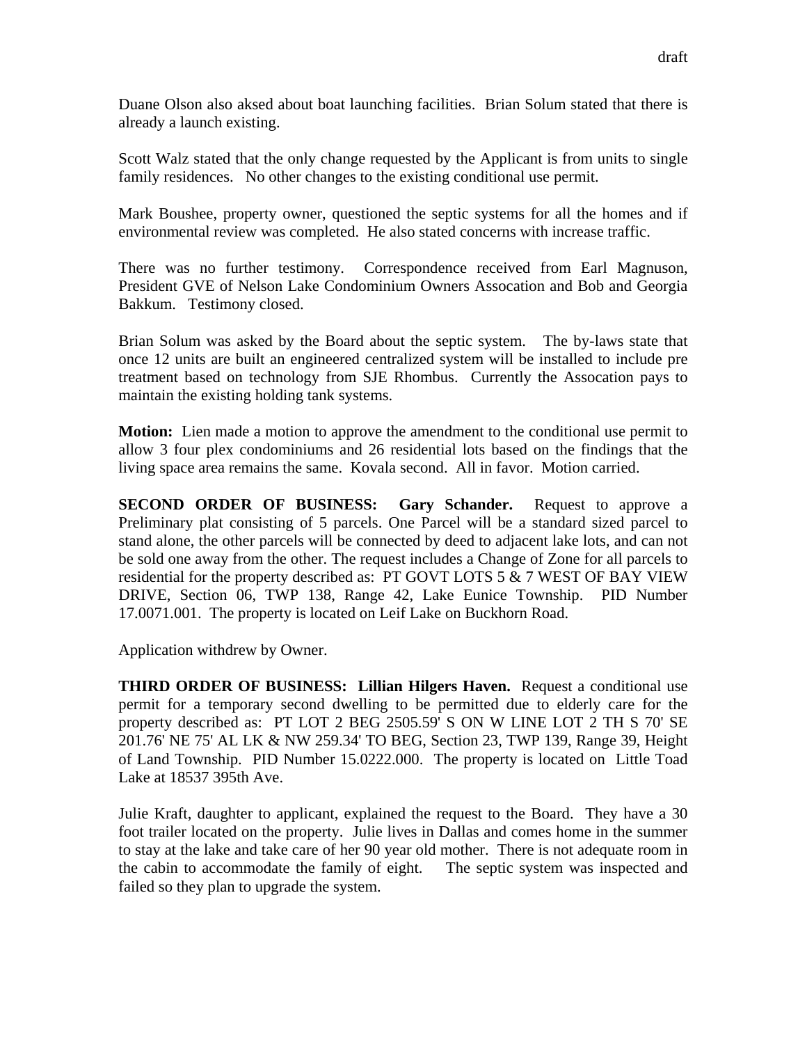Duane Olson also aksed about boat launching facilities. Brian Solum stated that there is already a launch existing.

Scott Walz stated that the only change requested by the Applicant is from units to single family residences. No other changes to the existing conditional use permit.

Mark Boushee, property owner, questioned the septic systems for all the homes and if environmental review was completed. He also stated concerns with increase traffic.

There was no further testimony. Correspondence received from Earl Magnuson, President GVE of Nelson Lake Condominium Owners Assocation and Bob and Georgia Bakkum. Testimony closed.

Brian Solum was asked by the Board about the septic system. The by-laws state that once 12 units are built an engineered centralized system will be installed to include pre treatment based on technology from SJE Rhombus. Currently the Assocation pays to maintain the existing holding tank systems.

**Motion:** Lien made a motion to approve the amendment to the conditional use permit to allow 3 four plex condominiums and 26 residential lots based on the findings that the living space area remains the same. Kovala second. All in favor. Motion carried.

**SECOND ORDER OF BUSINESS: Gary Schander.** Request to approve a Preliminary plat consisting of 5 parcels. One Parcel will be a standard sized parcel to stand alone, the other parcels will be connected by deed to adjacent lake lots, and can not be sold one away from the other. The request includes a Change of Zone for all parcels to residential for the property described as: PT GOVT LOTS 5 & 7 WEST OF BAY VIEW DRIVE, Section 06, TWP 138, Range 42, Lake Eunice Township. PID Number 17.0071.001. The property is located on Leif Lake on Buckhorn Road.

Application withdrew by Owner.

**THIRD ORDER OF BUSINESS: Lillian Hilgers Haven.** Request a conditional use permit for a temporary second dwelling to be permitted due to elderly care for the property described as: PT LOT 2 BEG 2505.59' S ON W LINE LOT 2 TH S 70' SE 201.76' NE 75' AL LK & NW 259.34' TO BEG, Section 23, TWP 139, Range 39, Height of Land Township. PID Number 15.0222.000. The property is located on Little Toad Lake at 18537 395th Ave.

Julie Kraft, daughter to applicant, explained the request to the Board. They have a 30 foot trailer located on the property. Julie lives in Dallas and comes home in the summer to stay at the lake and take care of her 90 year old mother. There is not adequate room in the cabin to accommodate the family of eight. The septic system was inspected and failed so they plan to upgrade the system.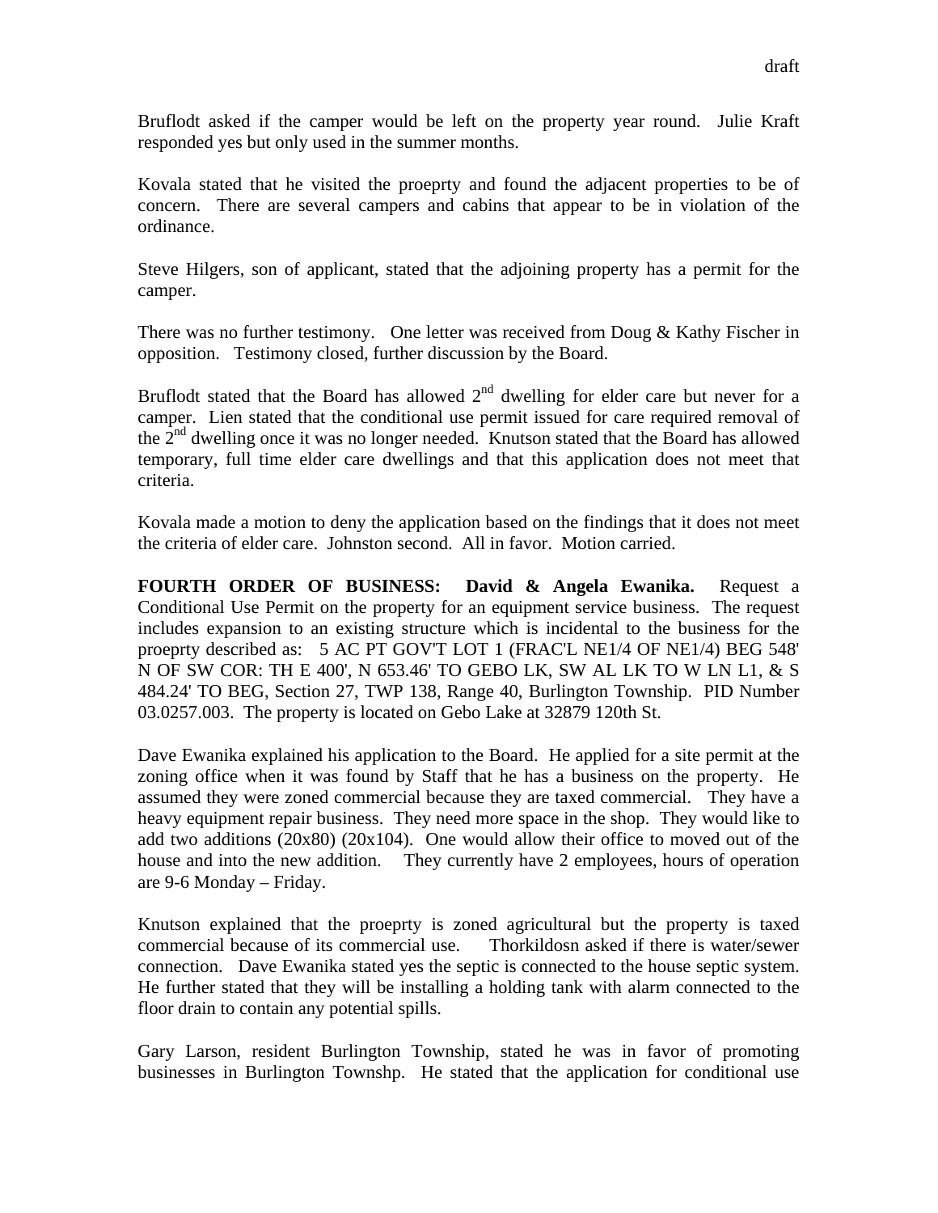Bruflodt asked if the camper would be left on the property year round. Julie Kraft responded yes but only used in the summer months.

Kovala stated that he visited the proeprty and found the adjacent properties to be of concern. There are several campers and cabins that appear to be in violation of the ordinance.

Steve Hilgers, son of applicant, stated that the adjoining property has a permit for the camper.

There was no further testimony. One letter was received from Doug & Kathy Fischer in opposition. Testimony closed, further discussion by the Board.

Bruflodt stated that the Board has allowed 2nd dwelling for elder care but never for a camper. Lien stated that the conditional use permit issued for care required removal of the 2nd dwelling once it was no longer needed. Knutson stated that the Board has allowed temporary, full time elder care dwellings and that this application does not meet that criteria.

Kovala made a motion to deny the application based on the findings that it does not meet the criteria of elder care. Johnston second. All in favor. Motion carried.

**FOURTH ORDER OF BUSINESS: David & Angela Ewanika.** Request a Conditional Use Permit on the property for an equipment service business. The request includes expansion to an existing structure which is incidental to the business for the proeprty described as: 5 AC PT GOV'T LOT 1 (FRAC'L NE1/4 OF NE1/4) BEG 548' N OF SW COR: TH E 400', N 653.46' TO GEBO LK, SW AL LK TO W LN L1, & S 484.24' TO BEG, Section 27, TWP 138, Range 40, Burlington Township. PID Number 03.0257.003. The property is located on Gebo Lake at 32879 120th St.

Dave Ewanika explained his application to the Board. He applied for a site permit at the zoning office when it was found by Staff that he has a business on the property. He assumed they were zoned commercial because they are taxed commercial. They have a heavy equipment repair business. They need more space in the shop. They would like to add two additions (20x80) (20x104). One would allow their office to moved out of the house and into the new addition. They currently have 2 employees, hours of operation are 9-6 Monday – Friday.

Knutson explained that the proeprty is zoned agricultural but the property is taxed commercial because of its commercial use. Thorkildosn asked if there is water/sewer connection. Dave Ewanika stated yes the septic is connected to the house septic system. He further stated that they will be installing a holding tank with alarm connected to the floor drain to contain any potential spills.

Gary Larson, resident Burlington Township, stated he was in favor of promoting businesses in Burlington Townshp. He stated that the application for conditional use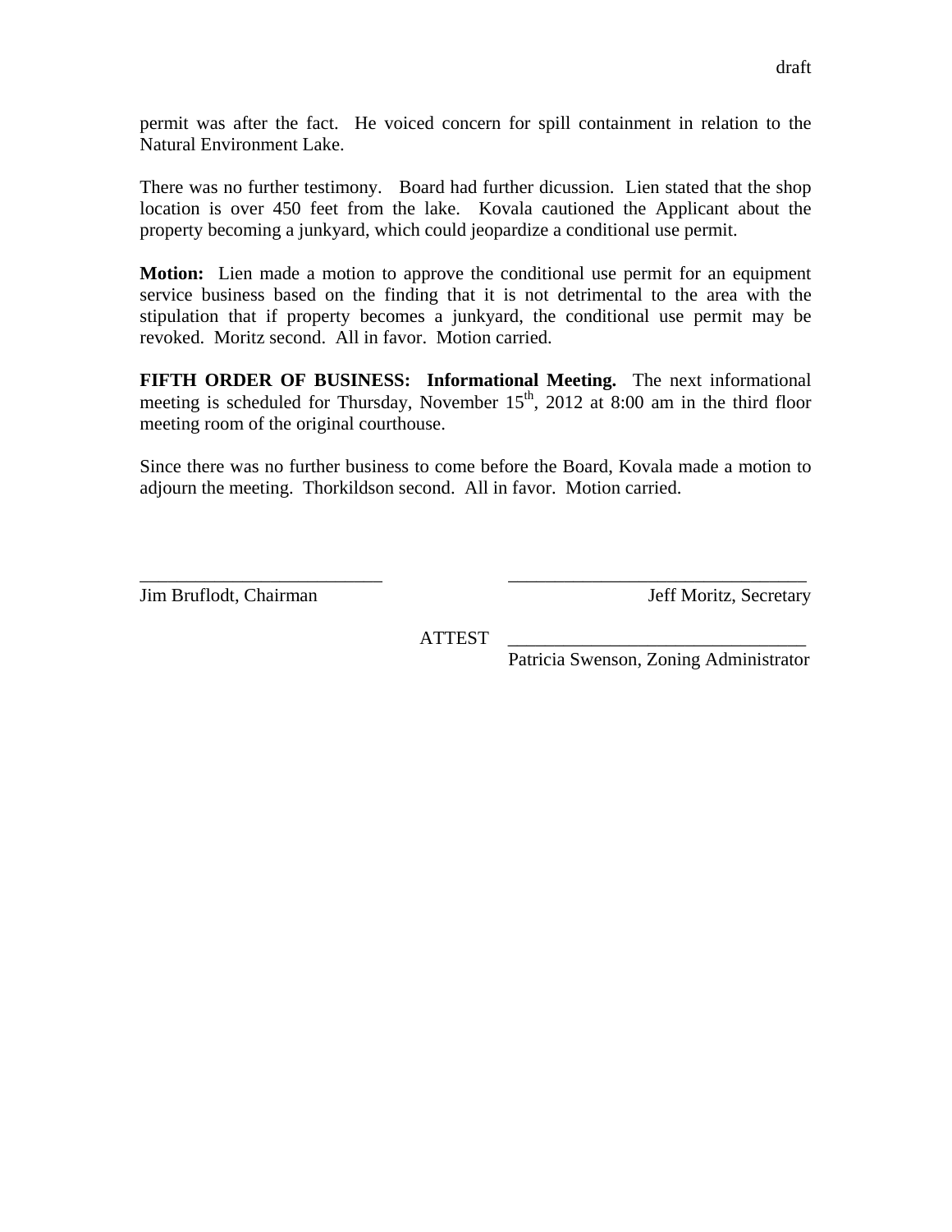permit was after the fact. He voiced concern for spill containment in relation to the Natural Environment Lake.

There was no further testimony. Board had further dicussion. Lien stated that the shop location is over 450 feet from the lake. Kovala cautioned the Applicant about the property becoming a junkyard, which could jeopardize a conditional use permit.

**Motion:** Lien made a motion to approve the conditional use permit for an equipment service business based on the finding that it is not detrimental to the area with the stipulation that if property becomes a junkyard, the conditional use permit may be revoked. Moritz second. All in favor. Motion carried.

**FIFTH ORDER OF BUSINESS: Informational Meeting.** The next informational meeting is scheduled for Thursday, November 15th, 2012 at 8:00 am in the third floor meeting room of the original courthouse.

Since there was no further business to come before the Board, Kovala made a motion to adjourn the meeting. Thorkildson second. All in favor. Motion carried.

\_\_\_\_\_\_\_\_\_\_\_\_\_\_\_\_\_\_\_\_\_\_\_\_\_\_ \_\_\_\_\_\_\_\_\_\_\_\_\_\_\_\_\_\_\_\_\_\_\_\_\_\_\_\_\_\_\_\_\_

Jim Bruflodt, Chairman Jeff Moritz, Secretary

ATTEST \_\_\_\_\_\_\_\_\_\_\_\_\_\_\_\_\_\_\_\_\_\_\_\_\_\_\_\_\_\_\_\_

Patricia Swenson, Zoning Administrator